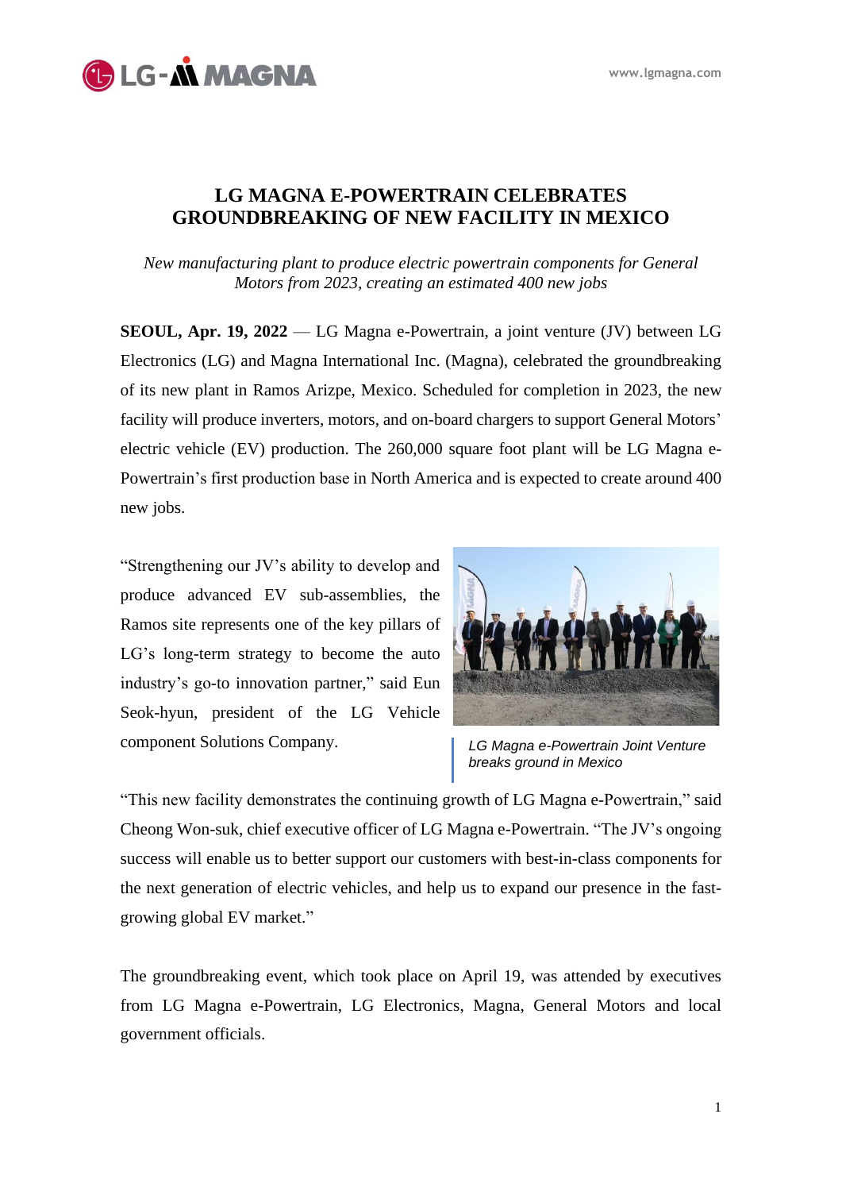# LG MAGNA E-POWERTRAIN CELEBRATES GROUNDBREAKING OF NEW FACILITY IN MEXICO

*New manufacturing plant to produce electric powertrain components for General Motors from 2023, creating an estimated 400 new jobs*

**SEOUL, Apr. 19, 2022** — LG Magna e-Powertrain, a joint venture (JV) between LG Electronics (LG) and Magna International Inc. (Magna), celebrated the groundbreaking of its new plant in Ramos Arizpe, Mexico. Scheduled for completion in 2023, the new facility will produce inverters, motors, and on-board chargers to support General Motors' electric vehicle (EV) production. The 260,000 square foot plant will be LG Magna e-Powertrain's first production base in North America and is expected to create around 400 new jobs.

"Strengthening our JV's ability to develop and produce advanced EV sub-assemblies, the Ramos site represents one of the key pillars of LG's long-term strategy to become the auto industry's go-to innovation partner," said Eun Seok-hyun, president of the LG Vehicle component Solutions Company.

*LG Magna e-Powertrain Joint Venture breaks ground in Mexico*

"This new facility demonstrates the continuing growth of LG Magna e-Powertrain," said Cheong Won-suk, chief executive officer of LG Magna e-Powertrain. "The JV's ongoing success will enable us to better support our customers with best-in-class components for the next generation of electric vehicles, and help us to expand our presence in the fast-growing global EV market."

The groundbreaking event, which took place on April 19, was attended by executives from LG Magna e-Powertrain, LG Electronics, Magna, General Motors and local government officials.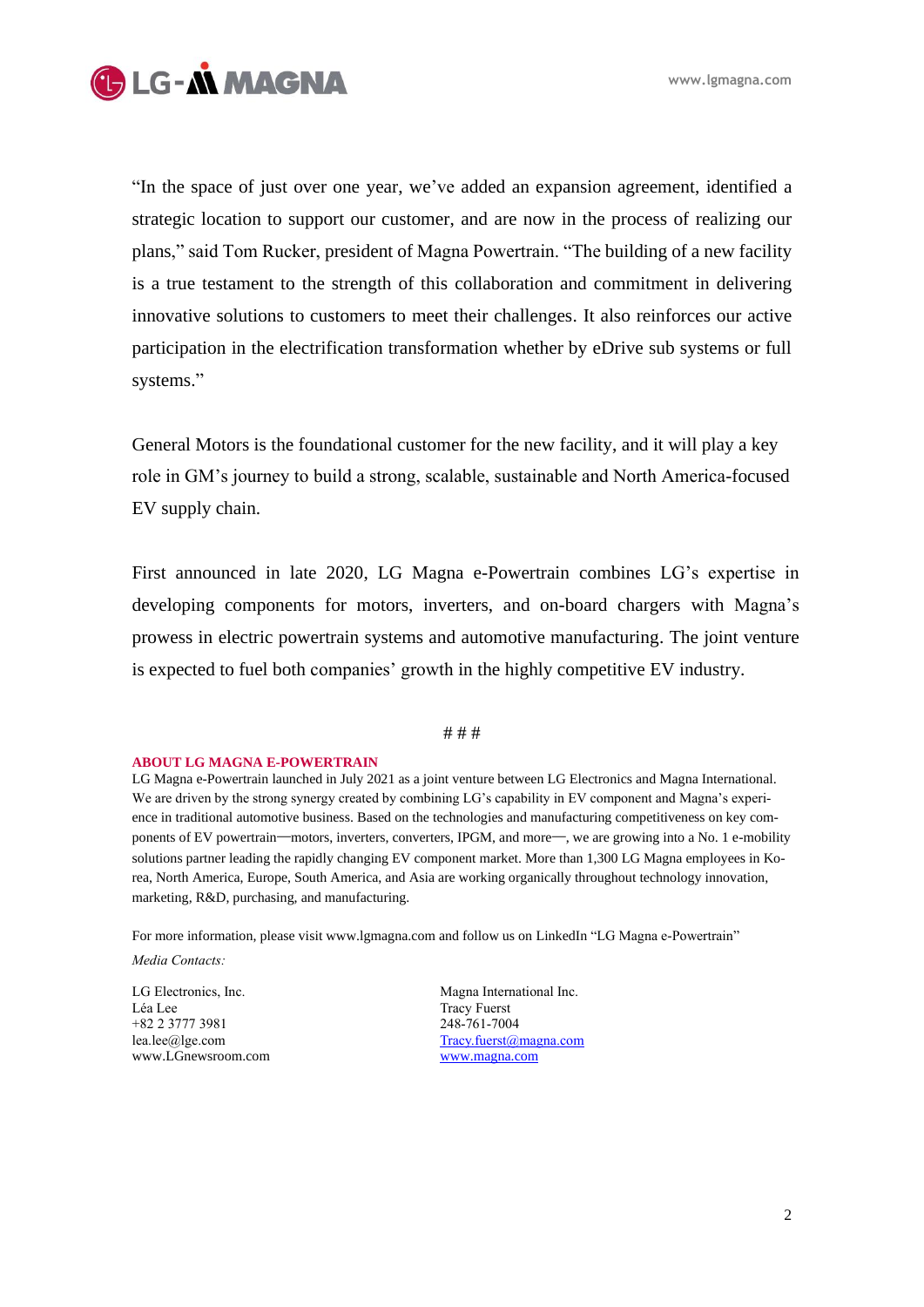"In the space of just over one year, we've added an expansion agreement, identified a strategic location to support our customer, and are now in the process of realizing our plans," said Tom Rucker, president of Magna Powertrain. "The building of a new facility is a true testament to the strength of this collaboration and commitment in delivering innovative solutions to customers to meet their challenges. It also reinforces our active participation in the electrification transformation whether by eDrive sub systems or full systems."

General Motors is the foundational customer for the new facility, and it will play a key role in GM's journey to build a strong, scalable, sustainable and North America-focused EV supply chain.

First announced in late 2020, LG Magna e-Powertrain combines LG's expertise in developing components for motors, inverters, and on-board chargers with Magna's prowess in electric powertrain systems and automotive manufacturing. The joint venture is expected to fuel both companies' growth in the highly competitive EV industry.

# # #

**ABOUT LG MAGNA E-POWERTRAIN**

LG Magna e-Powertrain launched in July 2021 as a joint venture between LG Electronics and Magna International. We are driven by the strong synergy created by combining LG's capability in EV component and Magna's experience in traditional automotive business. Based on the technologies and manufacturing competitiveness on key components of EV powertrain—motors, inverters, converters, IPGM, and more—, we are growing into a No. 1 e-mobility solutions partner leading the rapidly changing EV component market. More than 1,300 LG Magna employees in Korea, North America, Europe, South America, and Asia are working organically throughout technology innovation, marketing, R&D, purchasing, and manufacturing.

For more information, please visit www.lgmagna.com and follow us on LinkedIn "LG Magna e-Powertrain"

*Media Contacts:*

LG Electronics, Inc.
Léa Lee
+82 2 3777 3981
lea.lee@lge.com
www.LGnewsroom.com

Magna International Inc.
Tracy Fuerst
248-761-7004
Tracy.fuerst@magna.com
www.magna.com